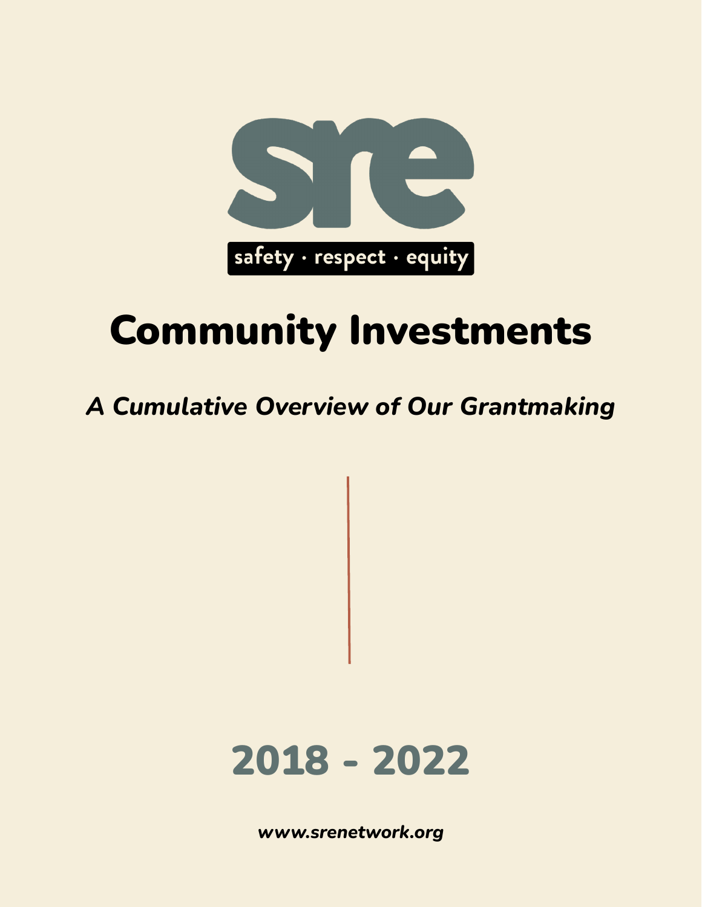sre

safety · respect · equity

# Community Investments

## *A Cumulative Overview of Our Grantmaking*

## 2018 - 2022

***www.srenetwork.org***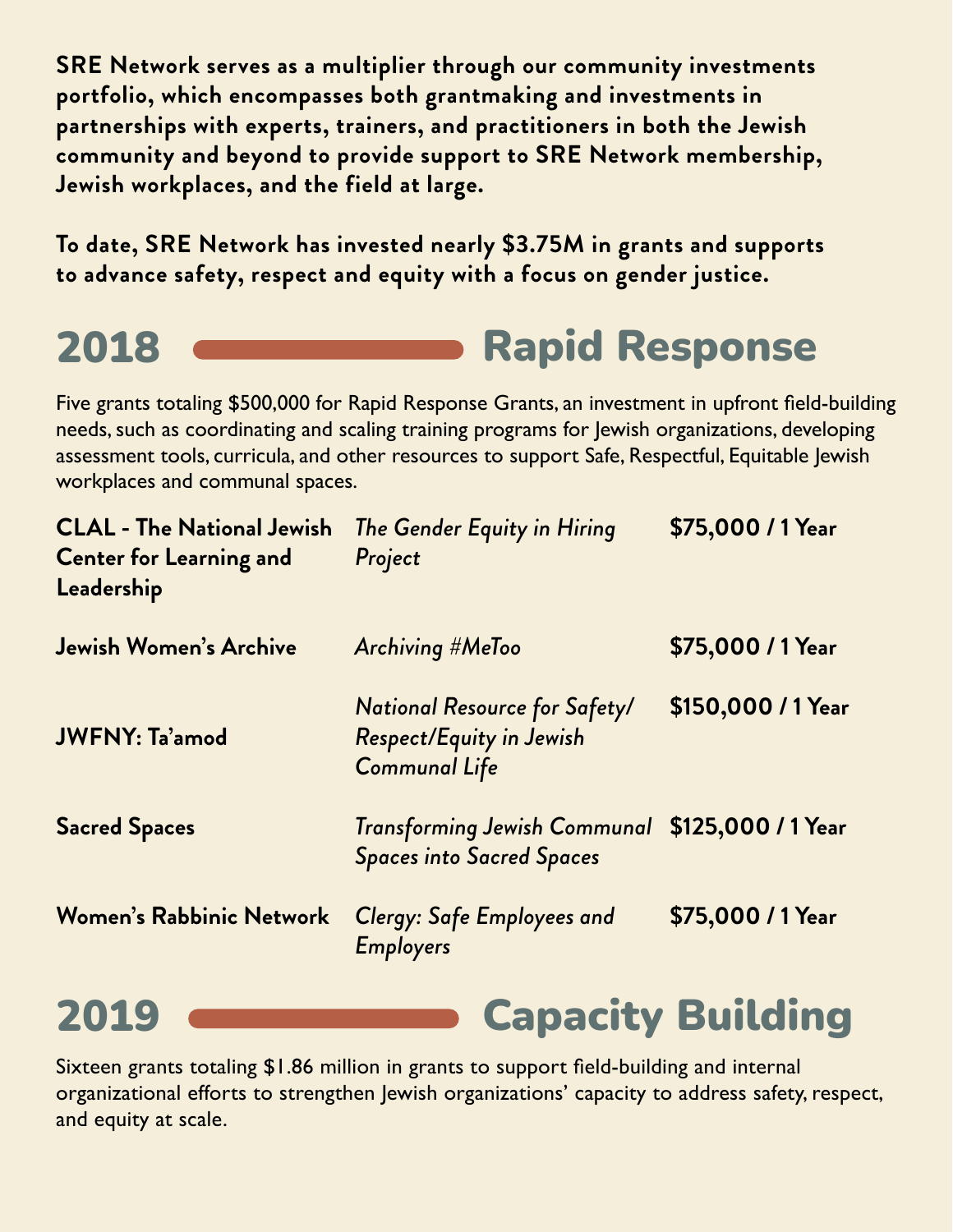**SRE Network serves as a multiplier through our community investments portfolio, which encompasses both grantmaking and investments in partnerships with experts, trainers, and practitioners in both the Jewish community and beyond to provide support to SRE Network membership, Jewish workplaces, and the field at large.**

**To date, SRE Network has invested nearly $3.75M in grants and supports to advance safety, respect and equity with a focus on gender justice.**

## 2018 — Rapid Response

Five grants totaling $500,000 for Rapid Response Grants, an investment in upfront field-building needs, such as coordinating and scaling training programs for Jewish organizations, developing assessment tools, curricula, and other resources to support Safe, Respectful, Equitable Jewish workplaces and communal spaces.

| Organization | Project | Amount |
|---|---|---|
| **CLAL - The National Jewish Center for Learning and Leadership** | *The Gender Equity in Hiring Project* | **$75,000 / 1 Year** |
| **Jewish Women's Archive** | *Archiving #MeToo* | **$75,000 / 1 Year** |
| **JWFNY: Ta'amod** | *National Resource for Safety/ Respect/Equity in Jewish Communal Life* | **$150,000 / 1 Year** |
| **Sacred Spaces** | *Transforming Jewish Communal Spaces into Sacred Spaces* | **$125,000 / 1 Year** |
| **Women's Rabbinic Network** | *Clergy: Safe Employees and Employers* | **$75,000 / 1 Year** |

## 2019 — Capacity Building

Sixteen grants totaling $1.86 million in grants to support field-building and internal organizational efforts to strengthen Jewish organizations' capacity to address safety, respect, and equity at scale.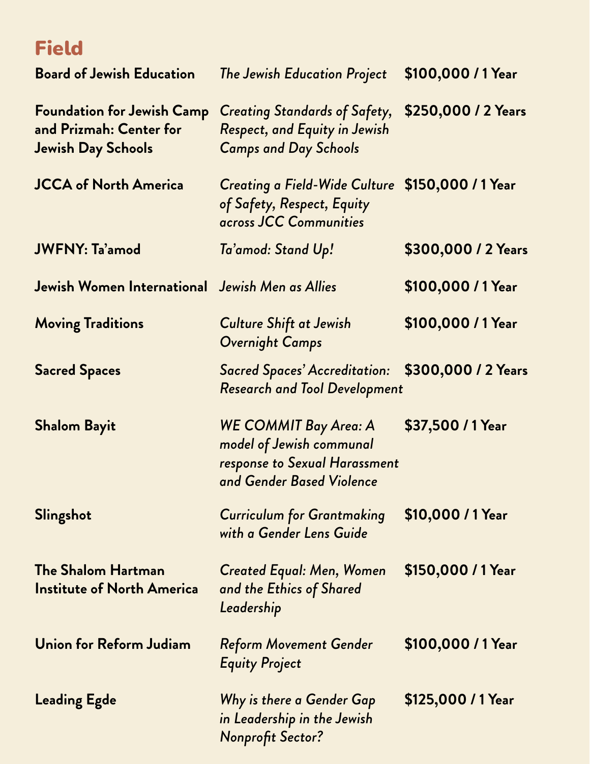## Field

| | | |
|---|---|---|
| **Board of Jewish Education** | *The Jewish Education Project* | **$100,000 / 1 Year** |
| **Foundation for Jewish Camp and Prizmah: Center for Jewish Day Schools** | *Creating Standards of Safety, Respect, and Equity in Jewish Camps and Day Schools* | **$250,000 / 2 Years** |
| **JCCA of North America** | *Creating a Field-Wide Culture of Safety, Respect, Equity across JCC Communities* | **$150,000 / 1 Year** |
| **JWFNY: Ta'amod** | *Ta'amod: Stand Up!* | **$300,000 / 2 Years** |
| **Jewish Women International** | *Jewish Men as Allies* | **$100,000 / 1 Year** |
| **Moving Traditions** | *Culture Shift at Jewish Overnight Camps* | **$100,000 / 1 Year** |
| **Sacred Spaces** | *Sacred Spaces' Accreditation: Research and Tool Development* | **$300,000 / 2 Years** |
| **Shalom Bayit** | *WE COMMIT Bay Area: A model of Jewish communal response to Sexual Harassment and Gender Based Violence* | **$37,500 / 1 Year** |
| **Slingshot** | *Curriculum for Grantmaking with a Gender Lens Guide* | **$10,000 / 1 Year** |
| **The Shalom Hartman Institute of North America** | *Created Equal: Men, Women and the Ethics of Shared Leadership* | **$150,000 / 1 Year** |
| **Union for Reform Judiam** | *Reform Movement Gender Equity Project* | **$100,000 / 1 Year** |
| **Leading Egde** | *Why is there a Gender Gap in Leadership in the Jewish Nonprofit Sector?* | **$125,000 / 1 Year** |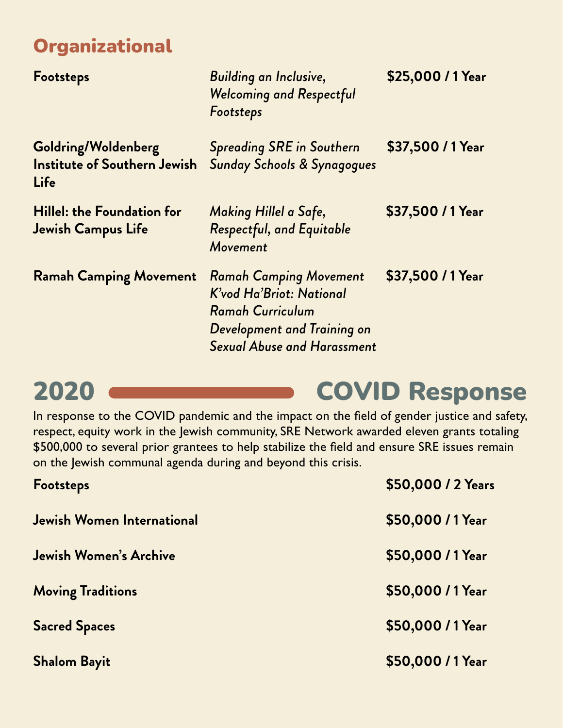## Organizational

| | | |
|---|---|---|
| **Footsteps** | *Building an Inclusive, Welcoming and Respectful Footsteps* | **$25,000 / 1 Year** |
| **Goldring/Woldenberg Institute of Southern Jewish Life** | *Spreading SRE in Southern Sunday Schools & Synagogues* | **$37,500 / 1 Year** |
| **Hillel: the Foundation for Jewish Campus Life** | *Making Hillel a Safe, Respectful, and Equitable Movement* | **$37,500 / 1 Year** |
| **Ramah Camping Movement** | *Ramah Camping Movement K'vod Ha'Briot: National Ramah Curriculum Development and Training on Sexual Abuse and Harassment* | **$37,500 / 1 Year** |

## 2020 COVID Response

In response to the COVID pandemic and the impact on the field of gender justice and safety, respect, equity work in the Jewish community, SRE Network awarded eleven grants totaling $500,000 to several prior grantees to help stabilize the field and ensure SRE issues remain on the Jewish communal agenda during and beyond this crisis.

| | |
|---|---|
| **Footsteps** | **$50,000 / 2 Years** |
| **Jewish Women International** | **$50,000 / 1 Year** |
| **Jewish Women's Archive** | **$50,000 / 1 Year** |
| **Moving Traditions** | **$50,000 / 1 Year** |
| **Sacred Spaces** | **$50,000 / 1 Year** |
| **Shalom Bayit** | **$50,000 / 1 Year** |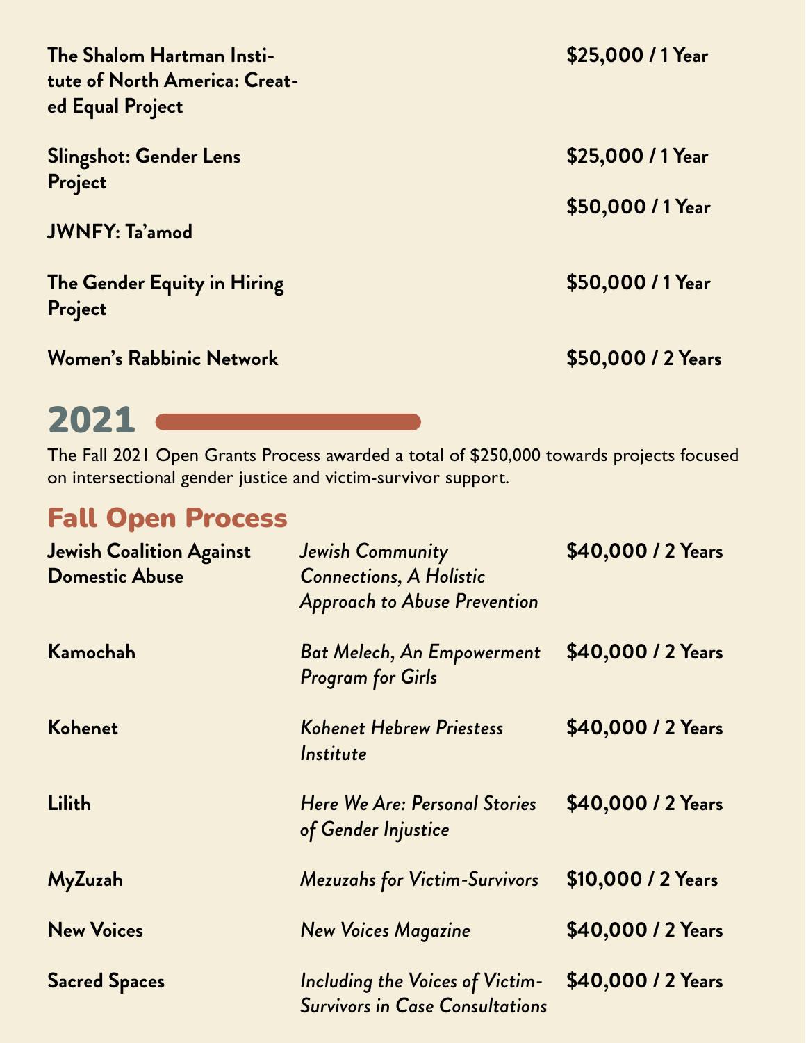| | |
|---|---|
| **The Shalom Hartman Institute of North America: Created Equal Project** | **$25,000 / 1 Year** |
| **Slingshot: Gender Lens Project** | **$25,000 / 1 Year** |
| **JWNFY: Ta'amod** | **$50,000 / 1 Year** |
| **The Gender Equity in Hiring Project** | **$50,000 / 1 Year** |
| **Women's Rabbinic Network** | **$50,000 / 2 Years** |

# 2021

The Fall 2021 Open Grants Process awarded a total of $250,000 towards projects focused on intersectional gender justice and victim-survivor support.

## Fall Open Process

| | | |
|---|---|---|
| **Jewish Coalition Against Domestic Abuse** | *Jewish Community Connections, A Holistic Approach to Abuse Prevention* | **$40,000 / 2 Years** |
| **Kamochah** | *Bat Melech, An Empowerment Program for Girls* | **$40,000 / 2 Years** |
| **Kohenet** | *Kohenet Hebrew Priestess Institute* | **$40,000 / 2 Years** |
| **Lilith** | *Here We Are: Personal Stories of Gender Injustice* | **$40,000 / 2 Years** |
| **MyZuzah** | *Mezuzahs for Victim-Survivors* | **$10,000 / 2 Years** |
| **New Voices** | *New Voices Magazine* | **$40,000 / 2 Years** |
| **Sacred Spaces** | *Including the Voices of Victim-Survivors in Case Consultations* | **$40,000 / 2 Years** |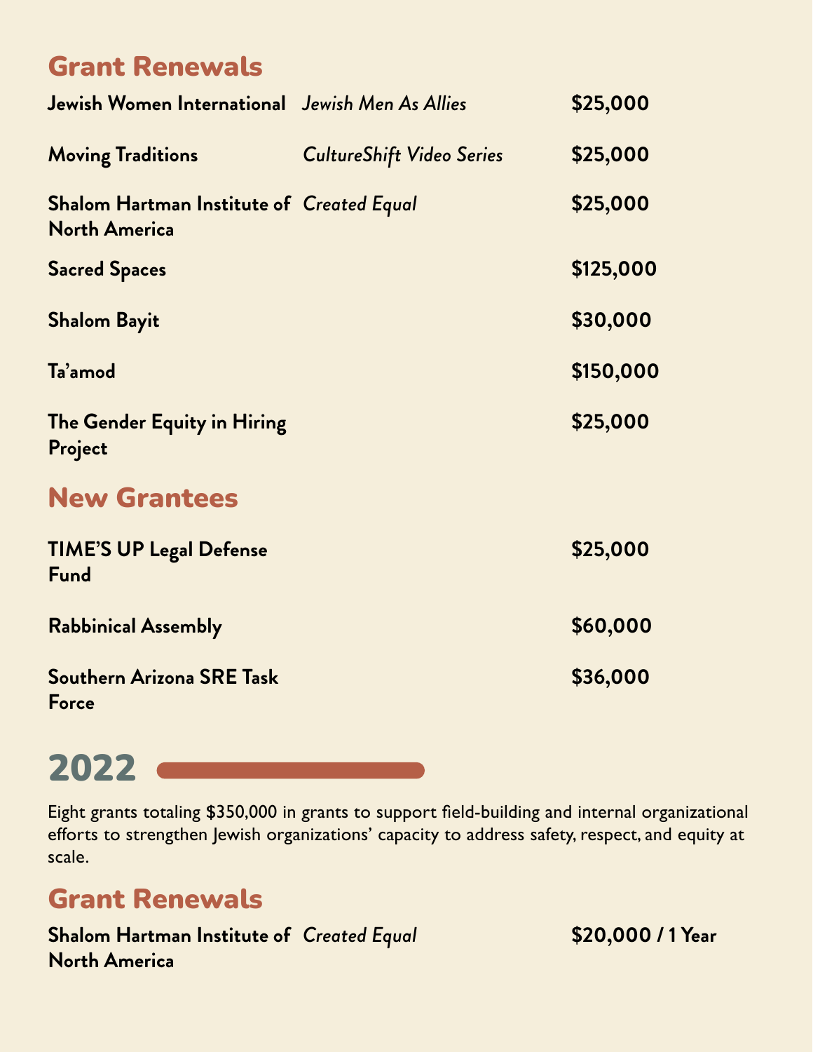## Grant Renewals

| Organization | Project | Amount |
|---|---|---|
| **Jewish Women International** | *Jewish Men As Allies* | **$25,000** |
| **Moving Traditions** | *CultureShift Video Series* | **$25,000** |
| **Shalom Hartman Institute of North America** | *Created Equal* | **$25,000** |
| **Sacred Spaces** | | **$125,000** |
| **Shalom Bayit** | | **$30,000** |
| **Ta'amod** | | **$150,000** |
| **The Gender Equity in Hiring Project** | | **$25,000** |

## New Grantees

| Organization | Project | Amount |
|---|---|---|
| **TIME'S UP Legal Defense Fund** | | **$25,000** |
| **Rabbinical Assembly** | | **$60,000** |
| **Southern Arizona SRE Task Force** | | **$36,000** |

# 2022

Eight grants totaling $350,000 in grants to support field-building and internal organizational efforts to strengthen Jewish organizations' capacity to address safety, respect, and equity at scale.

## Grant Renewals

| Organization | Project | Amount |
|---|---|---|
| **Shalom Hartman Institute of North America** | *Created Equal* | **$20,000 / 1 Year** |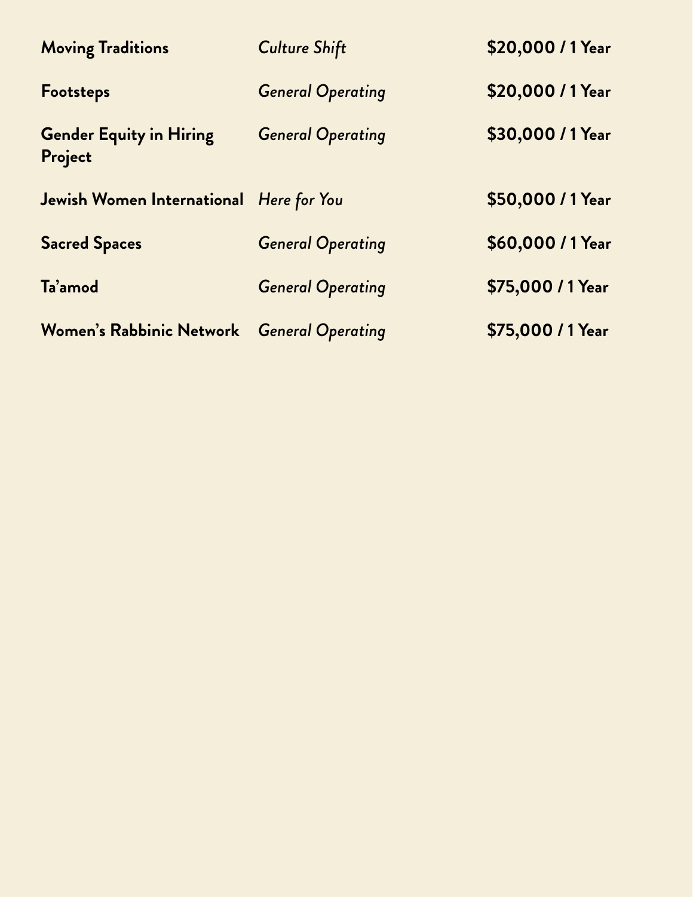| | | |
|---|---|---|
| **Moving Traditions** | *Culture Shift* | **$20,000 / 1 Year** |
| **Footsteps** | *General Operating* | **$20,000 / 1 Year** |
| **Gender Equity in Hiring Project** | *General Operating* | **$30,000 / 1 Year** |
| **Jewish Women International** | *Here for You* | **$50,000 / 1 Year** |
| **Sacred Spaces** | *General Operating* | **$60,000 / 1 Year** |
| **Ta'amod** | *General Operating* | **$75,000 / 1 Year** |
| **Women's Rabbinic Network** | *General Operating* | **$75,000 / 1 Year** |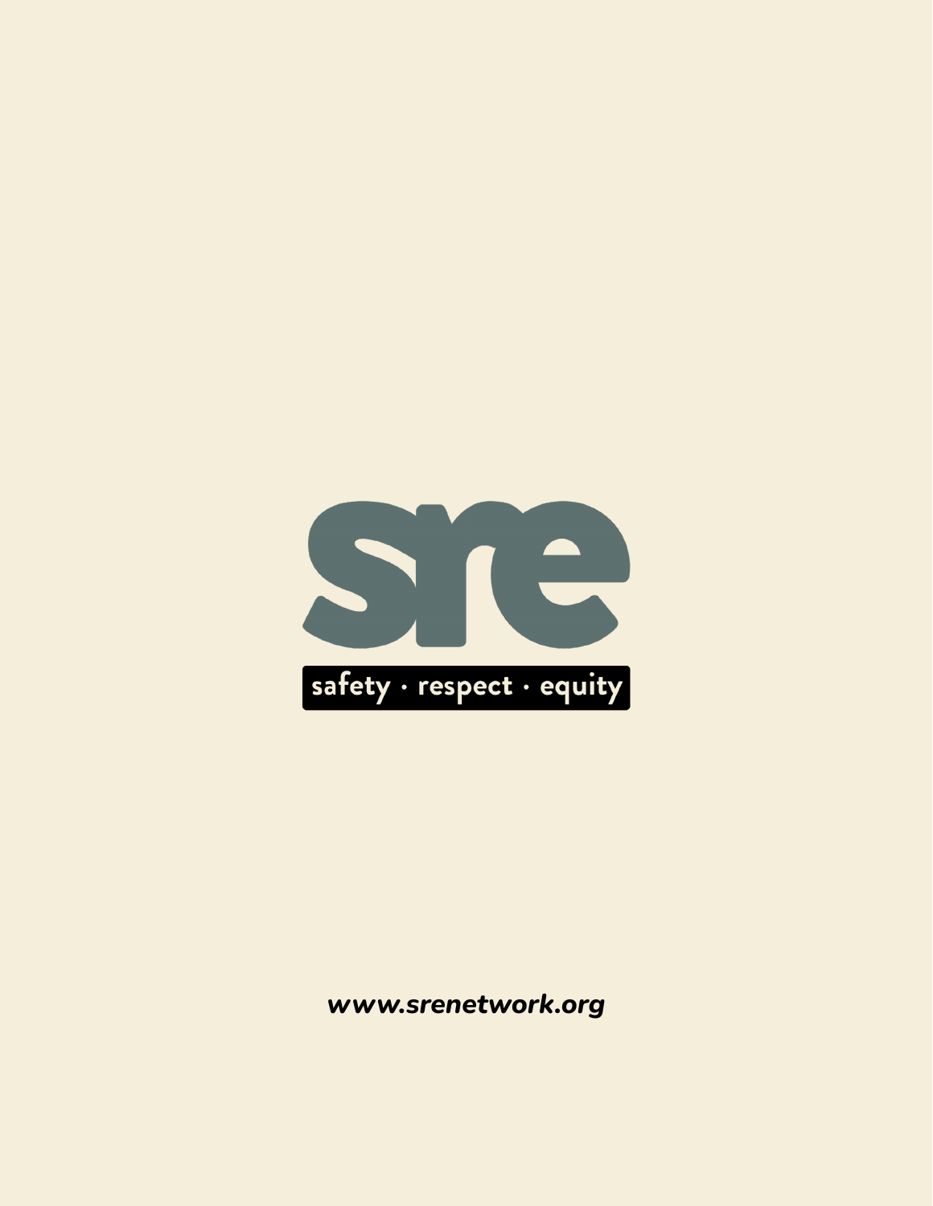sre

safety · respect · equity

***www.srenetwork.org***